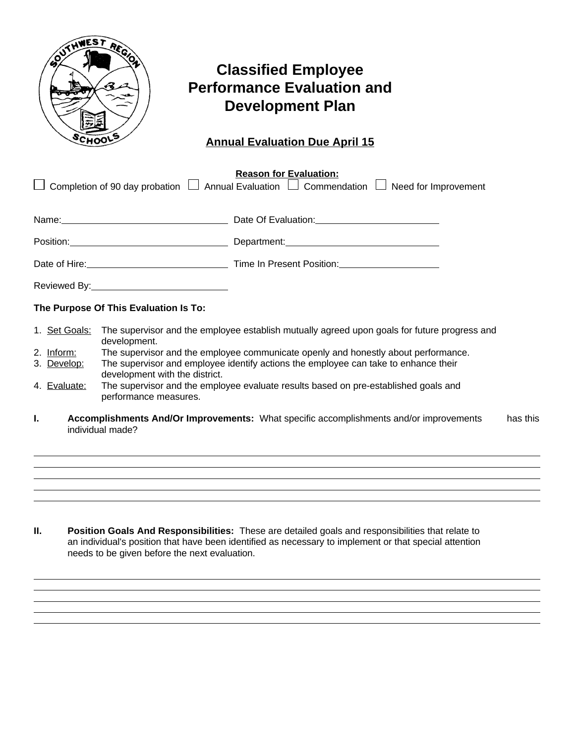# Classified Employee Performance Evaluation and Development Plan

**Annual Evaluation Due April 15**

**Reason for Evaluation:**

☐ Completion of 90 day probation ☐ Annual Evaluation ☐ Commendation ☐ Need for Improvement

Name: \_\_\_\_\_\_\_\_\_\_\_\_\_\_\_\_\_\_\_\_\_\_\_\_\_\_ Date Of Evaluation: \_\_\_\_\_\_\_\_\_\_\_\_\_\_\_\_\_\_\_\_

Position: \_\_\_\_\_\_\_\_\_\_\_\_\_\_\_\_\_\_\_\_\_\_\_\_\_\_ Department: \_\_\_\_\_\_\_\_\_\_\_\_\_\_\_\_\_\_\_\_\_\_\_\_\_\_

Date of Hire: \_\_\_\_\_\_\_\_\_\_\_\_\_\_\_\_\_\_\_\_\_\_\_\_ Time In Present Position: \_\_\_\_\_\_\_\_\_\_\_\_\_\_\_\_

Reviewed By: \_\_\_\_\_\_\_\_\_\_\_\_\_\_\_\_\_\_\_\_\_\_\_\_

**The Purpose Of This Evaluation Is To:**

1. Set Goals: The supervisor and the employee establish mutually agreed upon goals for future progress and development.
2. Inform: The supervisor and the employee communicate openly and honestly about performance.
3. Develop: The supervisor and employee identify actions the employee can take to enhance their development with the district.
4. Evaluate: The supervisor and the employee evaluate results based on pre-established goals and performance measures.

**I. Accomplishments And/Or Improvements:** What specific accomplishments and/or improvements has this individual made?

\_\_\_\_\_\_\_\_\_\_\_\_\_\_\_\_\_\_\_\_\_\_\_\_\_\_\_\_\_\_\_\_\_\_\_\_\_\_\_\_\_\_\_\_\_\_\_\_\_\_\_\_\_\_\_\_\_\_\_\_\_\_\_\_\_\_\_\_\_\_

\_\_\_\_\_\_\_\_\_\_\_\_\_\_\_\_\_\_\_\_\_\_\_\_\_\_\_\_\_\_\_\_\_\_\_\_\_\_\_\_\_\_\_\_\_\_\_\_\_\_\_\_\_\_\_\_\_\_\_\_\_\_\_\_\_\_\_\_\_\_

\_\_\_\_\_\_\_\_\_\_\_\_\_\_\_\_\_\_\_\_\_\_\_\_\_\_\_\_\_\_\_\_\_\_\_\_\_\_\_\_\_\_\_\_\_\_\_\_\_\_\_\_\_\_\_\_\_\_\_\_\_\_\_\_\_\_\_\_\_\_

\_\_\_\_\_\_\_\_\_\_\_\_\_\_\_\_\_\_\_\_\_\_\_\_\_\_\_\_\_\_\_\_\_\_\_\_\_\_\_\_\_\_\_\_\_\_\_\_\_\_\_\_\_\_\_\_\_\_\_\_\_\_\_\_\_\_\_\_\_\_

\_\_\_\_\_\_\_\_\_\_\_\_\_\_\_\_\_\_\_\_\_\_\_\_\_\_\_\_\_\_\_\_\_\_\_\_\_\_\_\_\_\_\_\_\_\_\_\_\_\_\_\_\_\_\_\_\_\_\_\_\_\_\_\_\_\_\_\_\_\_

**II. Position Goals And Responsibilities:** These are detailed goals and responsibilities that relate to an individual's position that have been identified as necessary to implement or that special attention needs to be given before the next evaluation.

\_\_\_\_\_\_\_\_\_\_\_\_\_\_\_\_\_\_\_\_\_\_\_\_\_\_\_\_\_\_\_\_\_\_\_\_\_\_\_\_\_\_\_\_\_\_\_\_\_\_\_\_\_\_\_\_\_\_\_\_\_\_\_\_\_\_\_\_\_\_

\_\_\_\_\_\_\_\_\_\_\_\_\_\_\_\_\_\_\_\_\_\_\_\_\_\_\_\_\_\_\_\_\_\_\_\_\_\_\_\_\_\_\_\_\_\_\_\_\_\_\_\_\_\_\_\_\_\_\_\_\_\_\_\_\_\_\_\_\_\_

\_\_\_\_\_\_\_\_\_\_\_\_\_\_\_\_\_\_\_\_\_\_\_\_\_\_\_\_\_\_\_\_\_\_\_\_\_\_\_\_\_\_\_\_\_\_\_\_\_\_\_\_\_\_\_\_\_\_\_\_\_\_\_\_\_\_\_\_\_\_

\_\_\_\_\_\_\_\_\_\_\_\_\_\_\_\_\_\_\_\_\_\_\_\_\_\_\_\_\_\_\_\_\_\_\_\_\_\_\_\_\_\_\_\_\_\_\_\_\_\_\_\_\_\_\_\_\_\_\_\_\_\_\_\_\_\_\_\_\_\_

\_\_\_\_\_\_\_\_\_\_\_\_\_\_\_\_\_\_\_\_\_\_\_\_\_\_\_\_\_\_\_\_\_\_\_\_\_\_\_\_\_\_\_\_\_\_\_\_\_\_\_\_\_\_\_\_\_\_\_\_\_\_\_\_\_\_\_\_\_\_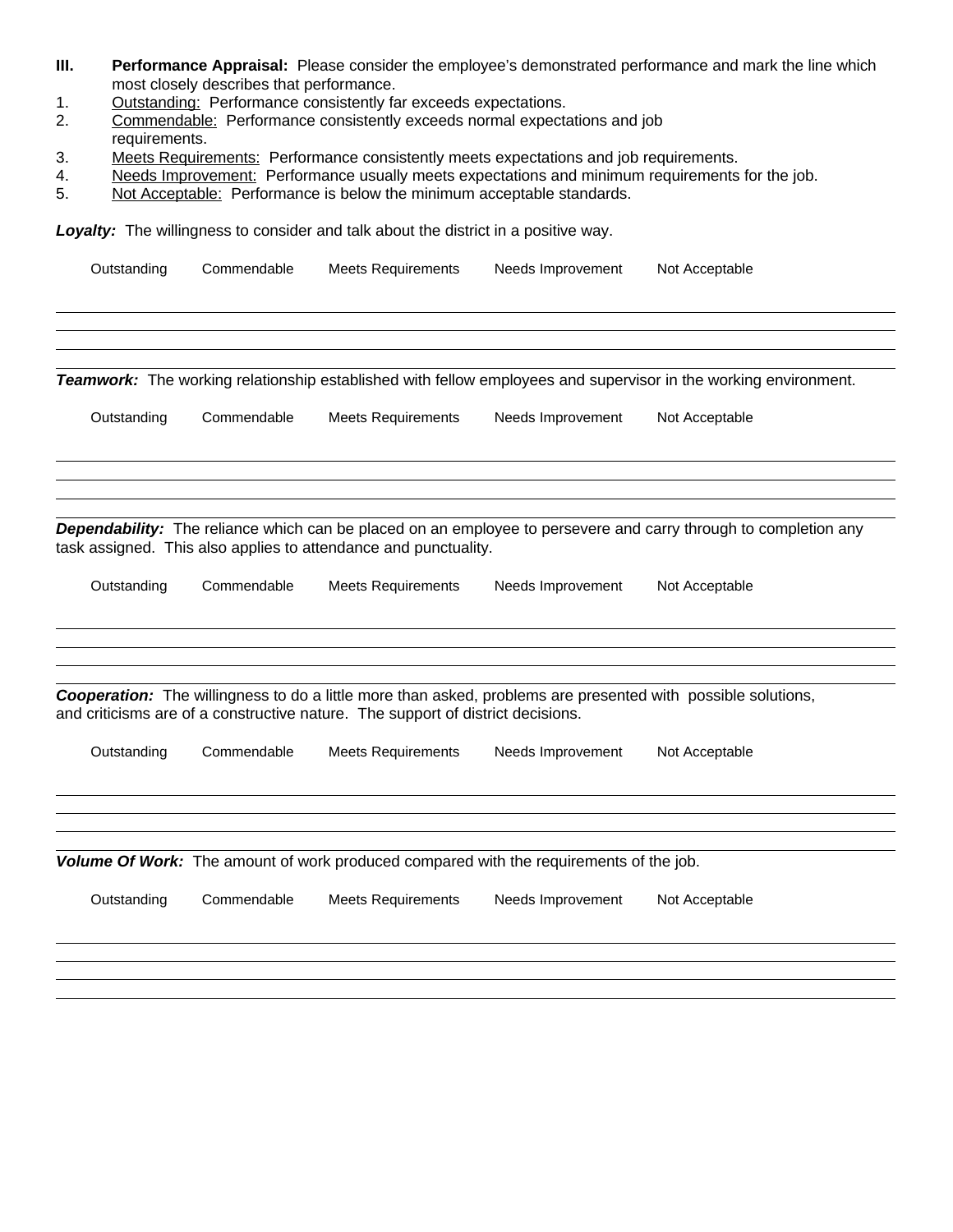**III. Performance Appraisal:** Please consider the employee's demonstrated performance and mark the line which most closely describes that performance.

1. Outstanding: Performance consistently far exceeds expectations.
2. Commendable: Performance consistently exceeds normal expectations and job requirements.
3. Meets Requirements: Performance consistently meets expectations and job requirements.
4. Needs Improvement: Performance usually meets expectations and minimum requirements for the job.
5. Not Acceptable: Performance is below the minimum acceptable standards.

***Loyalty:*** The willingness to consider and talk about the district in a positive way.

Outstanding Commendable Meets Requirements Needs Improvement Not Acceptable

---

---

---

---

***Teamwork:*** The working relationship established with fellow employees and supervisor in the working environment.

Outstanding Commendable Meets Requirements Needs Improvement Not Acceptable

---

---

---

---

***Dependability:*** The reliance which can be placed on an employee to persevere and carry through to completion any task assigned. This also applies to attendance and punctuality.

Outstanding Commendable Meets Requirements Needs Improvement Not Acceptable

---

---

---

---

***Cooperation:*** The willingness to do a little more than asked, problems are presented with possible solutions, and criticisms are of a constructive nature. The support of district decisions.

Outstanding Commendable Meets Requirements Needs Improvement Not Acceptable

---

---

---

---

***Volume Of Work:*** The amount of work produced compared with the requirements of the job.

Outstanding Commendable Meets Requirements Needs Improvement Not Acceptable

---

---

---

---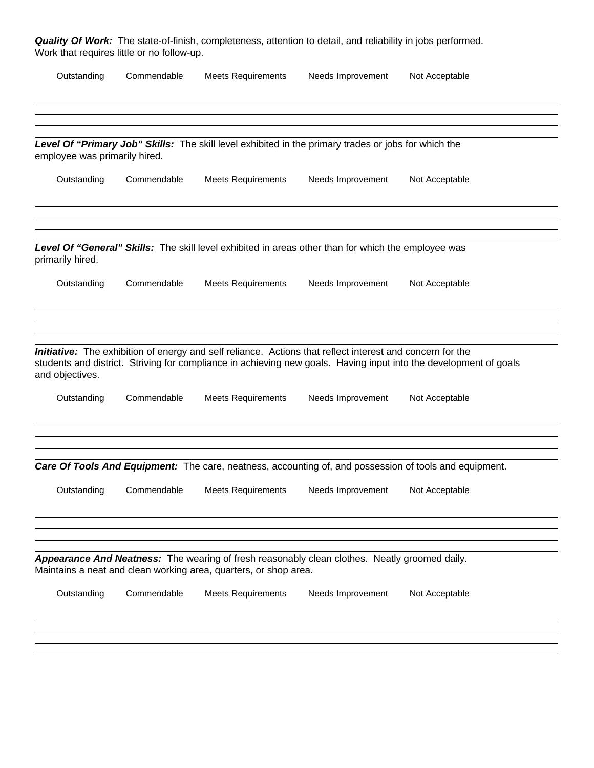***Quality Of Work:*** The state-of-finish, completeness, attention to detail, and reliability in jobs performed. Work that requires little or no follow-up.

Outstanding Commendable Meets Requirements Needs Improvement Not Acceptable

***Level Of "Primary Job" Skills:*** The skill level exhibited in the primary trades or jobs for which the employee was primarily hired.

Outstanding Commendable Meets Requirements Needs Improvement Not Acceptable

***Level Of "General" Skills:*** The skill level exhibited in areas other than for which the employee was primarily hired.

Outstanding Commendable Meets Requirements Needs Improvement Not Acceptable

***Initiative:*** The exhibition of energy and self reliance. Actions that reflect interest and concern for the students and district. Striving for compliance in achieving new goals. Having input into the development of goals and objectives.

Outstanding Commendable Meets Requirements Needs Improvement Not Acceptable

***Care Of Tools And Equipment:*** The care, neatness, accounting of, and possession of tools and equipment.

Outstanding Commendable Meets Requirements Needs Improvement Not Acceptable

***Appearance And Neatness:*** The wearing of fresh reasonably clean clothes. Neatly groomed daily. Maintains a neat and clean working area, quarters, or shop area.

Outstanding Commendable Meets Requirements Needs Improvement Not Acceptable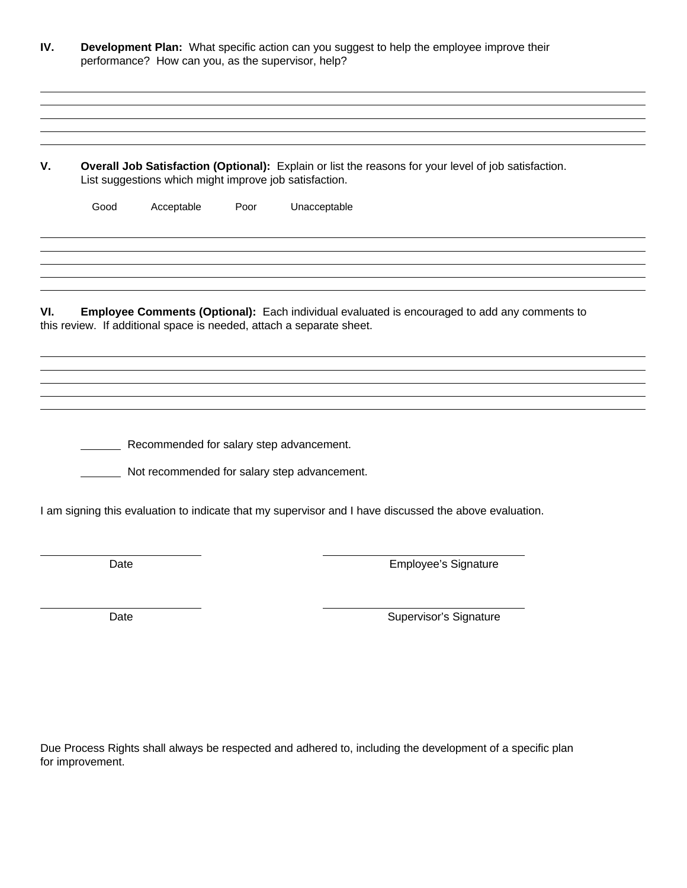**IV. Development Plan:** What specific action can you suggest to help the employee improve their performance? How can you, as the supervisor, help?

______________________________________________________________________________
______________________________________________________________________________
______________________________________________________________________________
______________________________________________________________________________
______________________________________________________________________________

**V. Overall Job Satisfaction (Optional):** Explain or list the reasons for your level of job satisfaction. List suggestions which might improve job satisfaction.

Good    Acceptable    Poor    Unacceptable

______________________________________________________________________________
______________________________________________________________________________
______________________________________________________________________________
______________________________________________________________________________
______________________________________________________________________________

**VI. Employee Comments (Optional):** Each individual evaluated is encouraged to add any comments to this review. If additional space is needed, attach a separate sheet.

______________________________________________________________________________
______________________________________________________________________________
______________________________________________________________________________
______________________________________________________________________________
______________________________________________________________________________

_______ Recommended for salary step advancement.

_______ Not recommended for salary step advancement.

I am signing this evaluation to indicate that my supervisor and I have discussed the above evaluation.

_________________________    _________________________
Date    Employee's Signature

_________________________    _________________________
Date    Supervisor's Signature

Due Process Rights shall always be respected and adhered to, including the development of a specific plan for improvement.